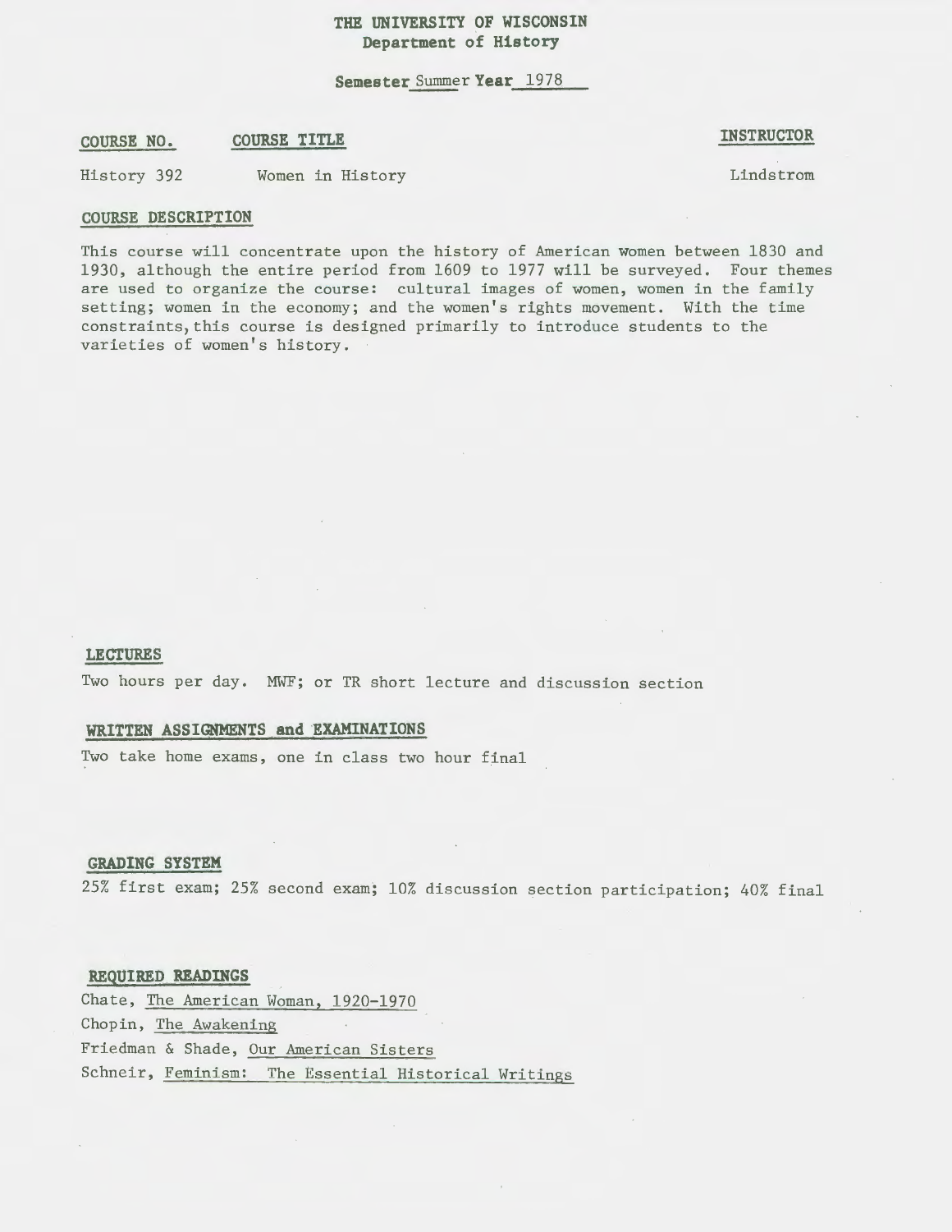# THE UNIVERSITY OF WISCONSIN
## Department of History

**Semester** Summer **Year** 1978

| COURSE NO. | COURSE TITLE | INSTRUCTOR |
|---|---|---|
| History 392 | Women in History | Lindstrom |

## COURSE DESCRIPTION

This course will concentrate upon the history of American women between 1830 and 1930, although the entire period from 1609 to 1977 will be surveyed. Four themes are used to organize the course: cultural images of women, women in the family setting; women in the economy; and the women's rights movement. With the time constraints, this course is designed primarily to introduce students to the varieties of women's history.

## LECTURES

Two hours per day. MWF; or TR short lecture and discussion section

## WRITTEN ASSIGNMENTS and EXAMINATIONS

Two take home exams, one in class two hour final

## GRADING SYSTEM

25% first exam; 25% second exam; 10% discussion section participation; 40% final

## REQUIRED READINGS

Chate, The American Woman, 1920-1970
Chopin, The Awakening
Friedman & Shade, Our American Sisters
Schneir, Feminism: The Essential Historical Writings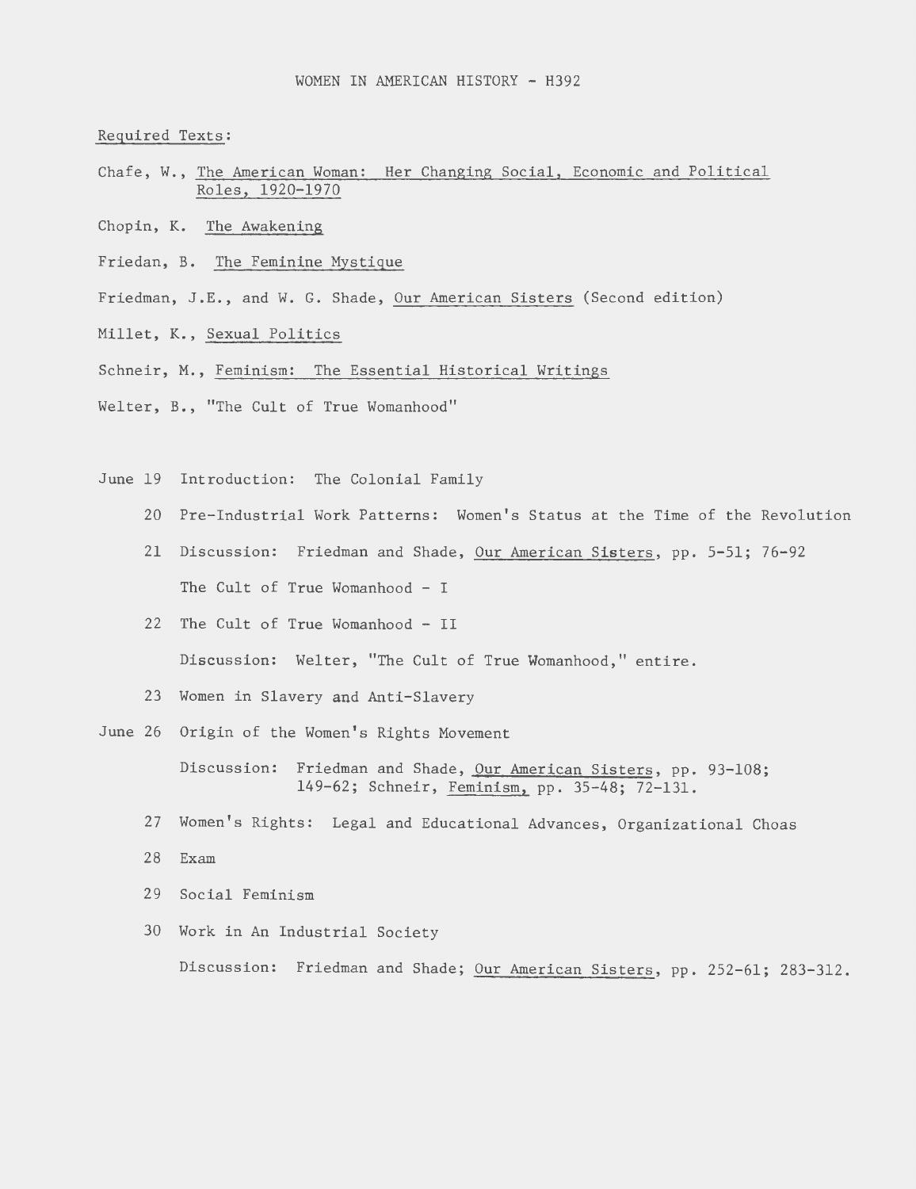# WOMEN IN AMERICAN HISTORY - H392

Required Texts:

Chafe, W., The American Woman: Her Changing Social, Economic and Political Roles, 1920-1970

Chopin, K. The Awakening

Friedan, B. The Feminine Mystique

Friedman, J.E., and W. G. Shade, Our American Sisters (Second edition)

Millet, K., Sexual Politics

Schneir, M., Feminism: The Essential Historical Writings

Welter, B., "The Cult of True Womanhood"

June 19 Introduction: The Colonial Family

20 Pre-Industrial Work Patterns: Women's Status at the Time of the Revolution

21 Discussion: Friedman and Shade, Our American Sisters, pp. 5-51; 76-92

The Cult of True Womanhood - I

22 The Cult of True Womanhood - II

Discussion: Welter, "The Cult of True Womanhood," entire.

23 Women in Slavery and Anti-Slavery

June 26 Origin of the Women's Rights Movement

Discussion: Friedman and Shade, Our American Sisters, pp. 93-108; 149-62; Schneir, Feminism, pp. 35-48; 72-131.

27 Women's Rights: Legal and Educational Advances, Organizational Choas

28 Exam

29 Social Feminism

30 Work in An Industrial Society

Discussion: Friedman and Shade; Our American Sisters, pp. 252-61; 283-312.